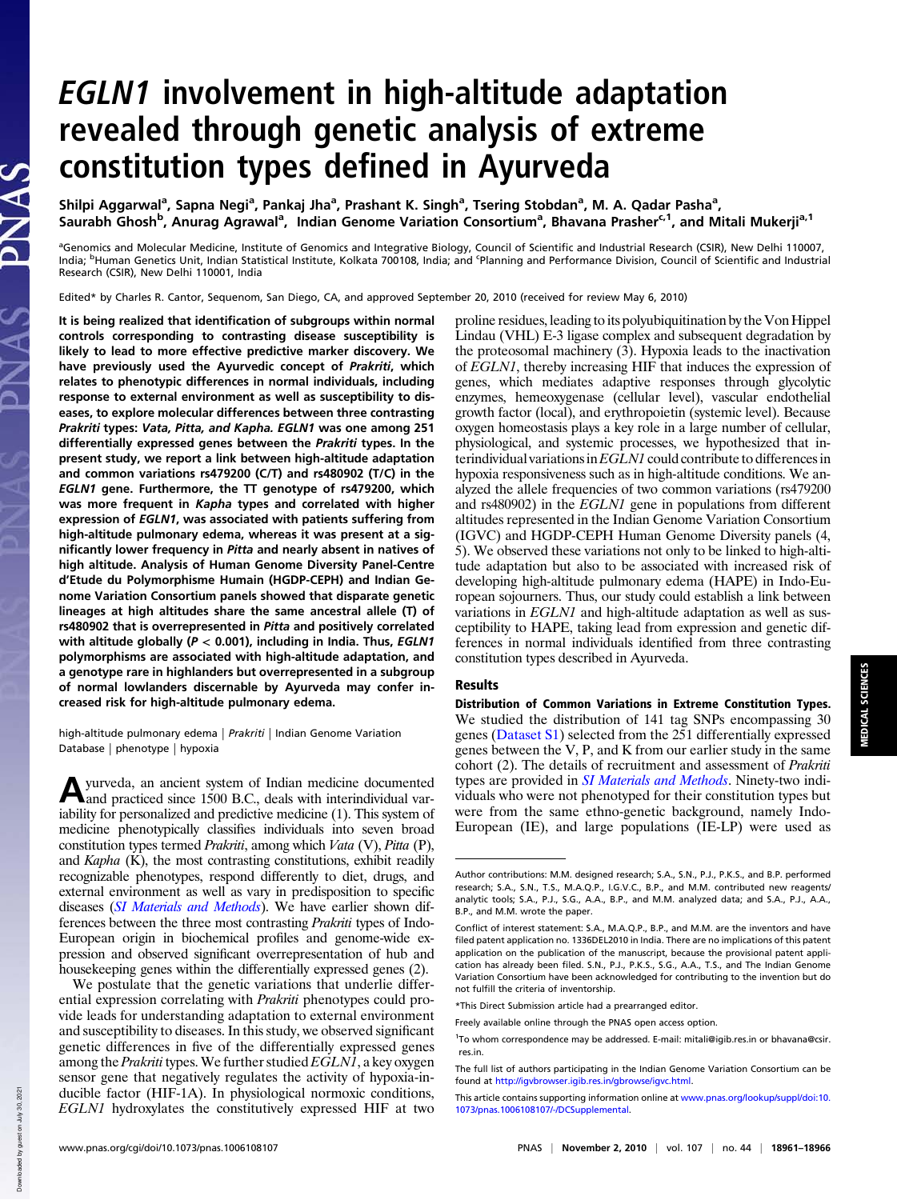# *EGLN1* involvement in high-altitude adaptation revealed through genetic analysis of extreme constitution types defined in Ayurveda

Shilpi Aggarwal[a], Sapna Negi[a], Pankaj Jha[a], Prashant K. Singh[a], Tsering Stobdan[a], M. A. Qadar Pasha[a], Saurabh Ghosh[b], Anurag Agrawal[a], Indian Genome Variation Consortium[a], Bhavana Prasher[c,1], and Mitali Mukerji[a,1]

[a]Genomics and Molecular Medicine, Institute of Genomics and Integrative Biology, Council of Scientific and Industrial Research (CSIR), New Delhi 110007, India; [b]Human Genetics Unit, Indian Statistical Institute, Kolkata 700108, India; and [c]Planning and Performance Division, Council of Scientific and Industrial Research (CSIR), New Delhi 110001, India

Edited* by Charles R. Cantor, Sequenom, San Diego, CA, and approved September 20, 2010 (received for review May 6, 2010)

**It is being realized that identification of subgroups within normal controls corresponding to contrasting disease susceptibility is likely to lead to more effective predictive marker discovery. We have previously used the Ayurvedic concept of *Prakriti*, which relates to phenotypic differences in normal individuals, including response to external environment as well as susceptibility to diseases, to explore molecular differences between three contrasting *Prakriti* types: *Vata, Pitta, and Kapha*. *EGLN1* was one among 251 differentially expressed genes between the *Prakriti* types. In the present study, we report a link between high-altitude adaptation and common variations rs479200 (C/T) and rs480902 (T/C) in the *EGLN1* gene. Furthermore, the TT genotype of rs479200, which was more frequent in *Kapha* types and correlated with higher expression of *EGLN1*, was associated with patients suffering from high-altitude pulmonary edema, whereas it was present at a significantly lower frequency in *Pitta* and nearly absent in natives of high altitude. Analysis of Human Genome Diversity Panel-Centre d'Etude du Polymorphisme Humain (HGDP-CEPH) and Indian Genome Variation Consortium panels showed that disparate genetic lineages at high altitudes share the same ancestral allele (T) of rs480902 that is overrepresented in *Pitta* and positively correlated with altitude globally ($P < 0.001$), including in India. Thus, *EGLN1* polymorphisms are associated with high-altitude adaptation, and a genotype rare in highlanders but overrepresented in a subgroup of normal lowlanders discernable by Ayurveda may confer increased risk for high-altitude pulmonary edema.**

high-altitude pulmonary edema | *Prakriti* | Indian Genome Variation Database | phenotype | hypoxia

Ayurveda, an ancient system of Indian medicine documented and practiced since 1500 B.C., deals with interindividual variability for personalized and predictive medicine (1). This system of medicine phenotypically classifies individuals into seven broad constitution types termed *Prakriti*, among which *Vata* (V), *Pitta* (P), and *Kapha* (K), the most contrasting constitutions, exhibit readily recognizable phenotypes, respond differently to diet, drugs, and external environment as well as vary in predisposition to specific diseases (*SI Materials and Methods*). We have earlier shown differences between the three most contrasting *Prakriti* types of Indo-European origin in biochemical profiles and genome-wide expression and observed significant overrepresentation of hub and housekeeping genes within the differentially expressed genes (2).

We postulate that the genetic variations that underlie differential expression correlating with *Prakriti* phenotypes could provide leads for understanding adaptation to external environment and susceptibility to diseases. In this study, we observed significant genetic differences in five of the differentially expressed genes among the *Prakriti* types. We further studied *EGLN1*, a key oxygen sensor gene that negatively regulates the activity of hypoxia-inducible factor (HIF-1A). In physiological normoxic conditions, *EGLN1* hydroxylates the constitutively expressed HIF at two proline residues, leading to its polyubiquitination by the Von Hippel Lindau (VHL) E-3 ligase complex and subsequent degradation by the proteosomal machinery (3). Hypoxia leads to the inactivation of *EGLN1*, thereby increasing HIF that induces the expression of genes, which mediates adaptive responses through glycolytic enzymes, hemeoxygenase (cellular level), vascular endothelial growth factor (local), and erythropoietin (systemic level). Because oxygen homeostasis plays a key role in a large number of cellular, physiological, and systemic processes, we hypothesized that interindividual variations in *EGLN1* could contribute to differences in hypoxia responsiveness such as in high-altitude conditions. We analyzed the allele frequencies of two common variations (rs479200 and rs480902) in the *EGLN1* gene in populations from different altitudes represented in the Indian Genome Variation Consortium (IGVC) and HGDP-CEPH Human Genome Diversity panels (4, 5). We observed these variations not only to be linked to high-altitude adaptation but also to be associated with increased risk of developing high-altitude pulmonary edema (HAPE) in Indo-European sojourners. Thus, our study could establish a link between variations in *EGLN1* and high-altitude adaptation as well as susceptibility to HAPE, taking lead from expression and genetic differences in normal individuals identified from three contrasting constitution types described in Ayurveda.

## Results

**Distribution of Common Variations in Extreme Constitution Types.** We studied the distribution of 141 tag SNPs encompassing 30 genes (Dataset S1) selected from the 251 differentially expressed genes between the V, P, and K from our earlier study in the same cohort (2). The details of recruitment and assessment of *Prakriti* types are provided in *SI Materials and Methods*. Ninety-two individuals who were not phenotyped for their constitution types but were from the same ethno-genetic background, namely Indo-European (IE), and large populations (IE-LP) were used as

Author contributions: M.M. designed research; S.A., S.N., P.J., P.K.S., and B.P. performed research; S.A., S.N., T.S., M.A.Q.P., I.G.V.C., B.P., and M.M. contributed new reagents/analytic tools; S.A., P.J., S.G., A.A., B.P., and M.M. analyzed data; and S.A., P.J., A.A., B.P., and M.M. wrote the paper.

Conflict of interest statement: S.A., M.A.Q.P., B.P., and M.M. are the inventors and have filed patent application no. 1336DEL2010 in India. There are no implications of this patent application on the publication of the manuscript, because the provisional patent application has already been filed. S.N., P.J., P.K.S., S.G., A.A., T.S., and The Indian Genome Variation Consortium have been acknowledged for contributing to the invention but do not fulfill the criteria of inventorship.

*This Direct Submission article had a prearranged editor.

Freely available online through the PNAS open access option.

[1]To whom correspondence may be addressed. E-mail: mitali@igib.res.in or bhavana@csir.res.in.

The full list of authors participating in the Indian Genome Variation Consortium can be found at http://igvbrowser.igib.res.in/gbrowse/igvc.html.

This article contains supporting information online at www.pnas.org/lookup/suppl/doi:10.1073/pnas.1006108107/-/DCSupplemental.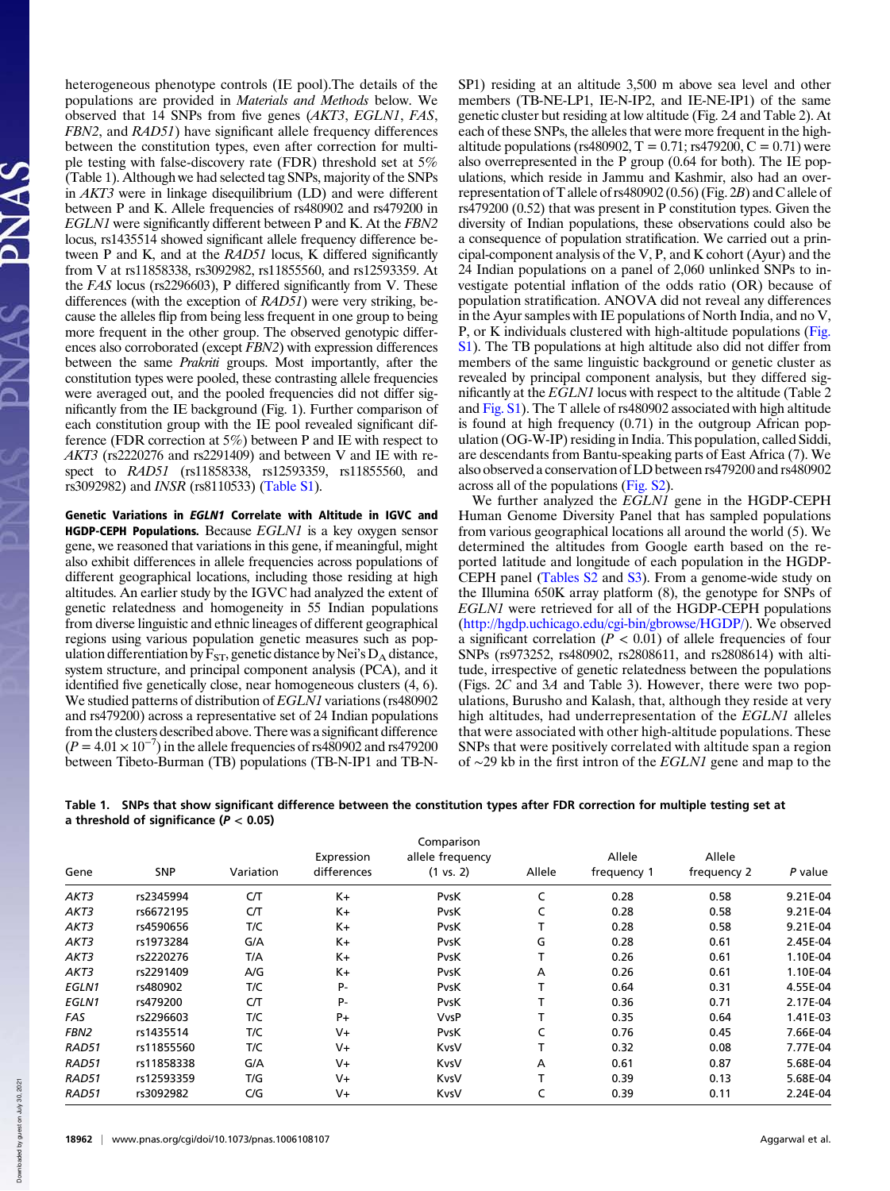heterogeneous phenotype controls (IE pool).The details of the populations are provided in *Materials and Methods* below. We observed that 14 SNPs from five genes (*AKT3*, *EGLN1*, *FAS*, *FBN2*, and *RAD51*) have significant allele frequency differences between the constitution types, even after correction for multiple testing with false-discovery rate (FDR) threshold set at 5% (Table 1). Although we had selected tag SNPs, majority of the SNPs in *AKT3* were in linkage disequilibrium (LD) and were different between P and K. Allele frequencies of rs480902 and rs479200 in *EGLN1* were significantly different between P and K. At the *FBN2* locus, rs1435514 showed significant allele frequency difference between P and K, and at the *RAD51* locus, K differed significantly from V at rs11858338, rs3092982, rs11855560, and rs12593359. At the *FAS* locus (rs2296603), P differed significantly from V. These differences (with the exception of *RAD51*) were very striking, because the alleles flip from being less frequent in one group to being more frequent in the other group. The observed genotypic differences also corroborated (except *FBN2*) with expression differences between the same *Prakriti* groups. Most importantly, after the constitution types were pooled, these contrasting allele frequencies were averaged out, and the pooled frequencies did not differ significantly from the IE background (Fig. 1). Further comparison of each constitution group with the IE pool revealed significant difference (FDR correction at 5%) between P and IE with respect to *AKT3* (rs2220276 and rs2291409) and between V and IE with respect to *RAD51* (rs11858338, rs12593359, rs11855560, and rs3092982) and *INSR* (rs8110533) (Table S1).

**Genetic Variations in *EGLN1* Correlate with Altitude in IGVC and HGDP-CEPH Populations.** Because *EGLN1* is a key oxygen sensor gene, we reasoned that variations in this gene, if meaningful, might also exhibit differences in allele frequencies across populations of different geographical locations, including those residing at high altitudes. An earlier study by the IGVC had analyzed the extent of genetic relatedness and homogeneity in 55 Indian populations from diverse linguistic and ethnic lineages of different geographical regions using various population genetic measures such as population differentiation by $F_{ST}$, genetic distance by Nei's $D_A$ distance, system structure, and principal component analysis (PCA), and it identified five genetically close, near homogeneous clusters (4, 6). We studied patterns of distribution of *EGLN1* variations (rs480902 and rs479200) across a representative set of 24 Indian populations from the clusters described above. There was a significant difference ($P = 4.01 \times 10^{-7}$) in the allele frequencies of rs480902 and rs479200 between Tibeto-Burman (TB) populations (TB-N-IP1 and TB-N-SP1) residing at an altitude 3,500 m above sea level and other members (TB-NE-LP1, IE-N-IP2, and IE-NE-IP1) of the same genetic cluster but residing at low altitude (Fig. 2*A* and Table 2). At each of these SNPs, the alleles that were more frequent in the high-altitude populations (rs480902, T = 0.71; rs479200, C = 0.71) were also overrepresented in the P group (0.64 for both). The IE populations, which reside in Jammu and Kashmir, also had an overrepresentation of T allele of rs480902 (0.56) (Fig. 2*B*) and C allele of rs479200 (0.52) that was present in P constitution types. Given the diversity of Indian populations, these observations could also be a consequence of population stratification. We carried out a principal-component analysis of the V, P, and K cohort (Ayur) and the 24 Indian populations on a panel of 2,060 unlinked SNPs to investigate potential inflation of the odds ratio (OR) because of population stratification. ANOVA did not reveal any differences in the Ayur samples with IE populations of North India, and no V, P, or K individuals clustered with high-altitude populations (Fig. S1). The TB populations at high altitude also did not differ from members of the same linguistic background or genetic cluster as revealed by principal component analysis, but they differed significantly at the *EGLN1* locus with respect to the altitude (Table 2 and Fig. S1). The T allele of rs480902 associated with high altitude is found at high frequency (0.71) in the outgroup African population (OG-W-IP) residing in India. This population, called Siddi, are descendants from Bantu-speaking parts of East Africa (7). We also observed a conservation of LD between rs479200 and rs480902 across all of the populations (Fig. S2).

We further analyzed the *EGLN1* gene in the HGDP-CEPH Human Genome Diversity Panel that has sampled populations from various geographical locations all around the world (5). We determined the altitudes from Google earth based on the reported latitude and longitude of each population in the HGDP-CEPH panel (Tables S2 and S3). From a genome-wide study on the Illumina 650K array platform (8), the genotype for SNPs of *EGLN1* were retrieved for all of the HGDP-CEPH populations (http://hgdp.uchicago.edu/cgi-bin/gbrowse/HGDP/). We observed a significant correlation ($P < 0.01$) of allele frequencies of four SNPs (rs973252, rs480902, rs2808611, and rs2808614) with altitude, irrespective of genetic relatedness between the populations (Figs. 2*C* and 3*A* and Table 3). However, there were two populations, Burusho and Kalash, that, although they reside at very high altitudes, had underrepresentation of the *EGLN1* alleles that were associated with other high-altitude populations. These SNPs that were positively correlated with altitude span a region of ~29 kb in the first intron of the *EGLN1* gene and map to the

**Table 1. SNPs that show significant difference between the constitution types after FDR correction for multiple testing set at a threshold of significance ($P < 0.05$)**

| Gene | SNP | Variation | Expression differences | Comparison allele frequency (1 vs. 2) | Allele | Allele frequency 1 | Allele frequency 2 | *P* value |
|---|---|---|---|---|---|---|---|---|
| *AKT3* | rs2345994 | C/T | K+ | PvsK | C | 0.28 | 0.58 | 9.21E-04 |
| *AKT3* | rs6672195 | C/T | K+ | PvsK | C | 0.28 | 0.58 | 9.21E-04 |
| *AKT3* | rs4590656 | T/C | K+ | PvsK | T | 0.28 | 0.58 | 9.21E-04 |
| *AKT3* | rs1973284 | G/A | K+ | PvsK | G | 0.28 | 0.61 | 2.45E-04 |
| *AKT3* | rs2220276 | T/A | K+ | PvsK | T | 0.26 | 0.61 | 1.10E-04 |
| *AKT3* | rs2291409 | A/G | K+ | PvsK | A | 0.26 | 0.61 | 1.10E-04 |
| *EGLN1* | rs480902 | T/C | P- | PvsK | T | 0.64 | 0.31 | 4.55E-04 |
| *EGLN1* | rs479200 | C/T | P- | PvsK | T | 0.36 | 0.71 | 2.17E-04 |
| *FAS* | rs2296603 | T/C | P+ | VvsP | T | 0.35 | 0.64 | 1.41E-03 |
| *FBN2* | rs1435514 | T/C | V+ | PvsK | C | 0.76 | 0.45 | 7.66E-04 |
| *RAD51* | rs11855560 | T/C | V+ | KvsV | T | 0.32 | 0.08 | 7.77E-04 |
| *RAD51* | rs11858338 | G/A | V+ | KvsV | A | 0.61 | 0.87 | 5.68E-04 |
| *RAD51* | rs12593359 | T/G | V+ | KvsV | T | 0.39 | 0.13 | 5.68E-04 |
| *RAD51* | rs3092982 | C/G | V+ | KvsV | C | 0.39 | 0.11 | 2.24E-04 |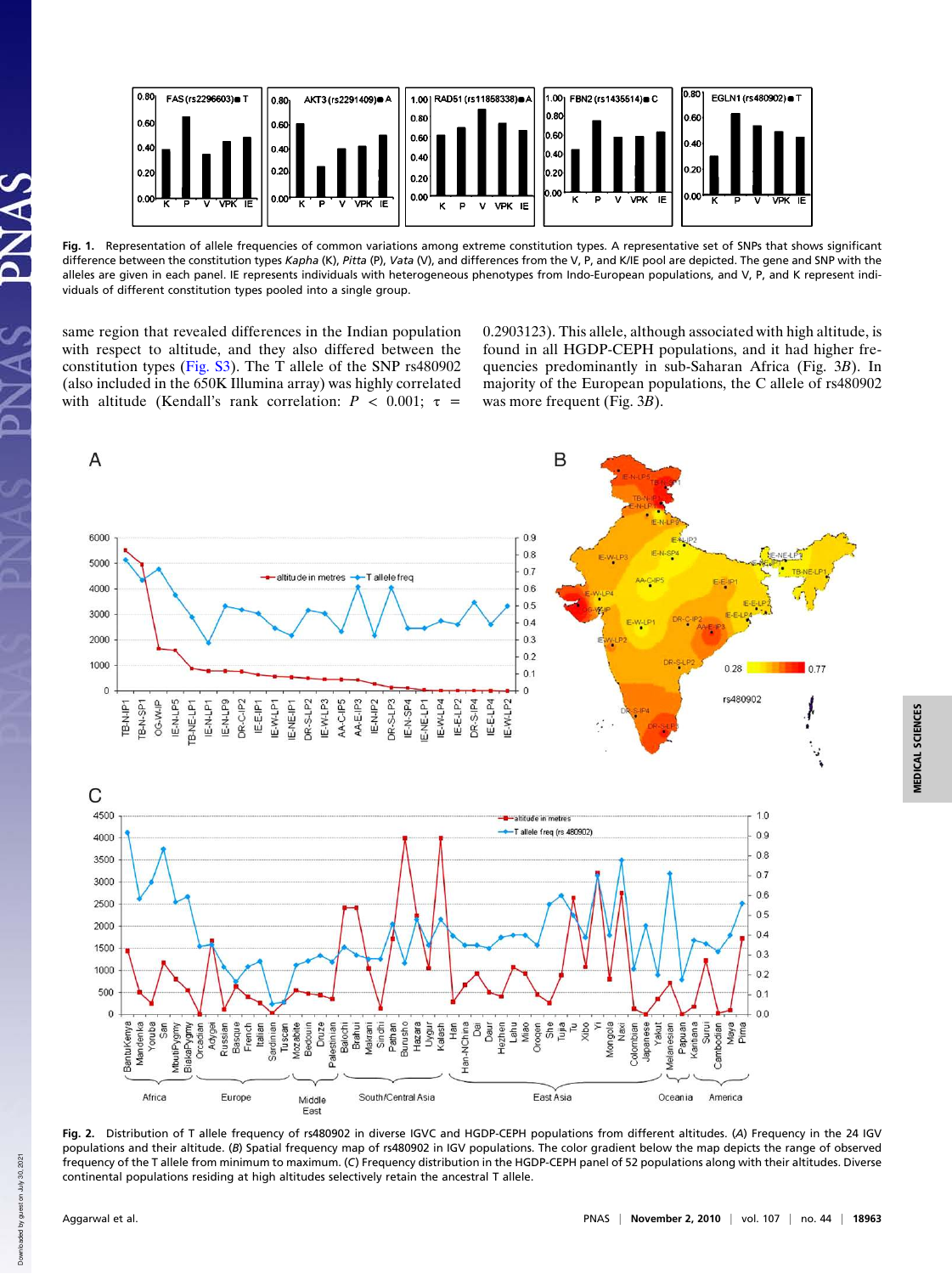**Fig. 1.** Representation of allele frequencies of common variations among extreme constitution types. A representative set of SNPs that shows significant difference between the constitution types *Kapha* (K), *Pitta* (P), *Vata* (V), and differences from the V, P, and K/IE pool are depicted. The gene and SNP with the alleles are given in each panel. IE represents individuals with heterogeneous phenotypes from Indo-European populations, and V, P, and K represent individuals of different constitution types pooled into a single group.

same region that revealed differences in the Indian population with respect to altitude, and they also differed between the constitution types (Fig. S3). The T allele of the SNP rs480902 (also included in the 650K Illumina array) was highly correlated with altitude (Kendall's rank correlation: $P < 0.001$; $\tau = 0.2903123$). This allele, although associated with high altitude, is found in all HGDP-CEPH populations, and it had higher frequencies predominantly in sub-Saharan Africa (Fig. 3*B*). In majority of the European populations, the C allele of rs480902 was more frequent (Fig. 3*B*).

**Fig. 2.** Distribution of T allele frequency of rs480902 in diverse IGVC and HGDP-CEPH populations from different altitudes. (*A*) Frequency in the 24 IGV populations and their altitude. (*B*) Spatial frequency map of rs480902 in IGV populations. The color gradient below the map depicts the range of observed frequency of the T allele from minimum to maximum. (*C*) Frequency distribution in the HGDP-CEPH panel of 52 populations along with their altitudes. Diverse continental populations residing at high altitudes selectively retain the ancestral T allele.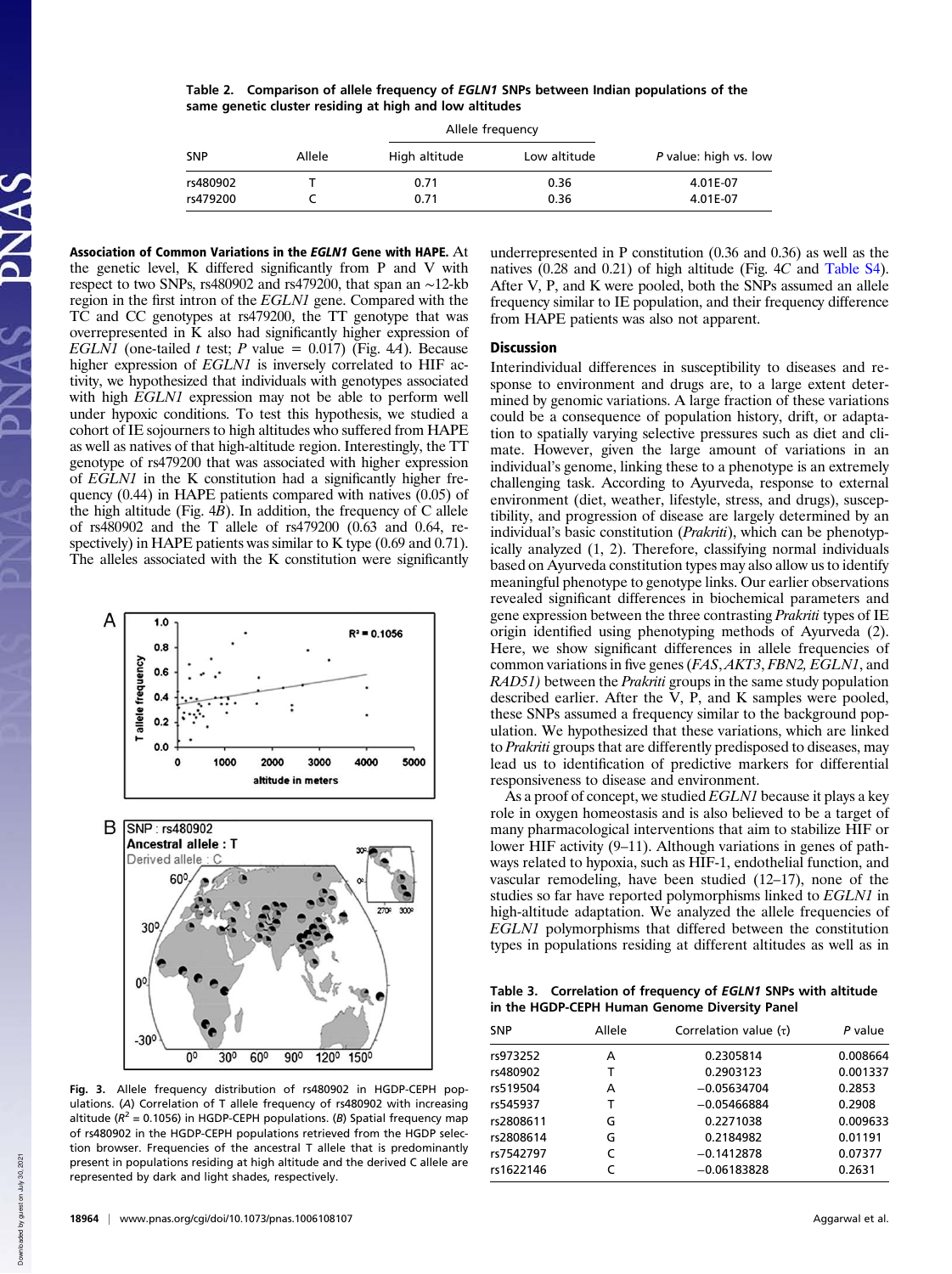**Table 2. Comparison of allele frequency of *EGLN1* SNPs between Indian populations of the same genetic cluster residing at high and low altitudes**

| SNP | Allele | Allele frequency | | P value: high vs. low |
|---|---|---|---|---|
| | | High altitude | Low altitude | |
| rs480902 | T | 0.71 | 0.36 | 4.01E-07 |
| rs479200 | C | 0.71 | 0.36 | 4.01E-07 |

**Association of Common Variations in the *EGLN1* Gene with HAPE.** At the genetic level, K differed significantly from P and V with respect to two SNPs, rs480902 and rs479200, that span an ∼12-kb region in the first intron of the *EGLN1* gene. Compared with the TC and CC genotypes at rs479200, the TT genotype that was overrepresented in K also had significantly higher expression of *EGLN1* (one-tailed *t* test; *P* value = 0.017) (Fig. 4*A*). Because higher expression of *EGLN1* is inversely correlated to HIF activity, we hypothesized that individuals with genotypes associated with high *EGLN1* expression may not be able to perform well under hypoxic conditions. To test this hypothesis, we studied a cohort of IE sojourners to high altitudes who suffered from HAPE as well as natives of that high-altitude region. Interestingly, the TT genotype of rs479200 that was associated with higher expression of *EGLN1* in the K constitution had a significantly higher frequency (0.44) in HAPE patients compared with natives (0.05) of the high altitude (Fig. 4*B*). In addition, the frequency of C allele of rs480902 and the T allele of rs479200 (0.63 and 0.64, respectively) in HAPE patients was similar to K type (0.69 and 0.71). The alleles associated with the K constitution were significantly underrepresented in P constitution (0.36 and 0.36) as well as the natives (0.28 and 0.21) of high altitude (Fig. 4*C* and Table S4). After V, P, and K were pooled, both the SNPs assumed an allele frequency similar to IE population, and their frequency difference from HAPE patients was also not apparent.

Fig. 3. Allele frequency distribution of rs480902 in HGDP-CEPH populations. (*A*) Correlation of T allele frequency of rs480902 with increasing altitude ($R^2$ = 0.1056) in HGDP-CEPH populations. (*B*) Spatial frequency map of rs480902 in the HGDP-CEPH populations retrieved from the HGDP selection browser. Frequencies of the ancestral T allele that is predominantly present in populations residing at high altitude and the derived C allele are represented by dark and light shades, respectively.

## Discussion

Interindividual differences in susceptibility to diseases and response to environment and drugs are, to a large extent determined by genomic variations. A large fraction of these variations could be a consequence of population history, drift, or adaptation to spatially varying selective pressures such as diet and climate. However, given the large amount of variations in an individual's genome, linking these to a phenotype is an extremely challenging task. According to Ayurveda, response to external environment (diet, weather, lifestyle, stress, and drugs), susceptibility, and progression of disease are largely determined by an individual's basic constitution (*Prakriti*), which can be phenotypically analyzed (1, 2). Therefore, classifying normal individuals based on Ayurveda constitution types may also allow us to identify meaningful phenotype to genotype links. Our earlier observations revealed significant differences in biochemical parameters and gene expression between the three contrasting *Prakriti* types of IE origin identified using phenotyping methods of Ayurveda (2). Here, we show significant differences in allele frequencies of common variations in five genes (*FAS*, *AKT3*, *FBN2, EGLN1*, and *RAD51)* between the *Prakriti* groups in the same study population described earlier. After the V, P, and K samples were pooled, these SNPs assumed a frequency similar to the background population. We hypothesized that these variations, which are linked to *Prakriti* groups that are differently predisposed to diseases, may lead us to identification of predictive markers for differential responsiveness to disease and environment.

As a proof of concept, we studied *EGLN1* because it plays a key role in oxygen homeostasis and is also believed to be a target of many pharmacological interventions that aim to stabilize HIF or lower HIF activity (9–11). Although variations in genes of pathways related to hypoxia, such as HIF-1, endothelial function, and vascular remodeling, have been studied (12–17), none of the studies so far have reported polymorphisms linked to *EGLN1* in high-altitude adaptation. We analyzed the allele frequencies of *EGLN1* polymorphisms that differed between the constitution types in populations residing at different altitudes as well as in

**Table 3. Correlation of frequency of *EGLN1* SNPs with altitude in the HGDP-CEPH Human Genome Diversity Panel**

| SNP | Allele | Correlation value (τ) | P value |
|---|---|---|---|
| rs973252 | A | 0.2305814 | 0.008664 |
| rs480902 | T | 0.2903123 | 0.001337 |
| rs519504 | A | −0.05634704 | 0.2853 |
| rs545937 | T | −0.05466884 | 0.2908 |
| rs2808611 | G | 0.2271038 | 0.009633 |
| rs2808614 | G | 0.2184982 | 0.01191 |
| rs7542797 | C | −0.1412878 | 0.07377 |
| rs1622146 | C | −0.06183828 | 0.2631 |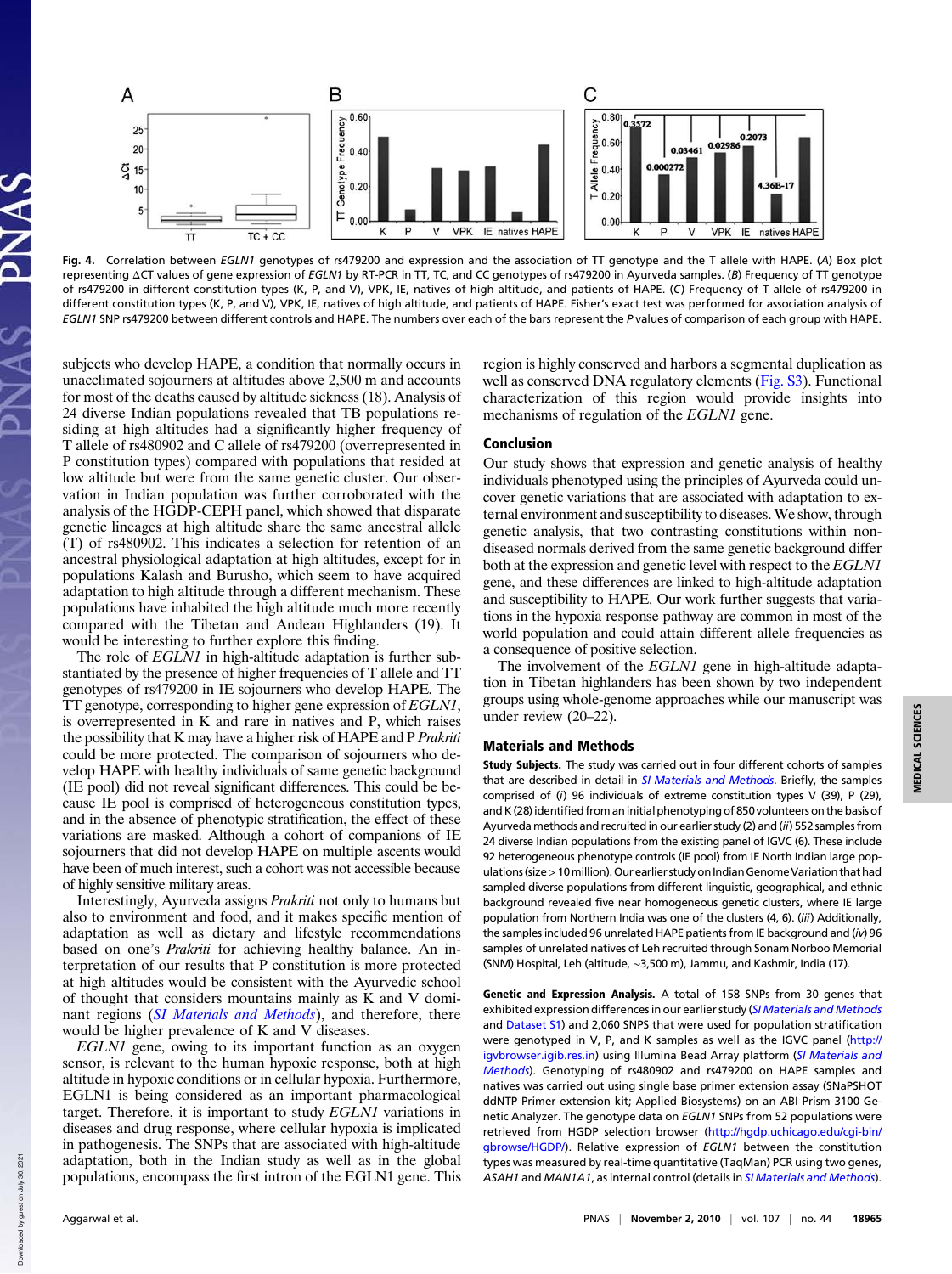Fig. 4. Correlation between *EGLN1* genotypes of rs479200 and expression and the association of TT genotype and the T allele with HAPE. (*A*) Box plot representing ΔCT values of gene expression of *EGLN1* by RT-PCR in TT, TC, and CC genotypes of rs479200 in Ayurveda samples. (*B*) Frequency of TT genotype of rs479200 in different constitution types (K, P, and V), VPK, IE, natives of high altitude, and patients of HAPE. (*C*) Frequency of T allele of rs479200 in different constitution types (K, P, and V), VPK, IE, natives of high altitude, and patients of HAPE. Fisher's exact test was performed for association analysis of *EGLN1* SNP rs479200 between different controls and HAPE. The numbers over each of the bars represent the *P* values of comparison of each group with HAPE.

subjects who develop HAPE, a condition that normally occurs in unacclimated sojourners at altitudes above 2,500 m and accounts for most of the deaths caused by altitude sickness (18). Analysis of 24 diverse Indian populations revealed that TB populations residing at high altitudes had a significantly higher frequency of T allele of rs480902 and C allele of rs479200 (overrepresented in P constitution types) compared with populations that resided at low altitude but were from the same genetic cluster. Our observation in Indian population was further corroborated with the analysis of the HGDP-CEPH panel, which showed that disparate genetic lineages at high altitude share the same ancestral allele (T) of rs480902. This indicates a selection for retention of an ancestral physiological adaptation at high altitudes, except for in populations Kalash and Burusho, which seem to have acquired adaptation to high altitude through a different mechanism. These populations have inhabited the high altitude much more recently compared with the Tibetan and Andean Highlanders (19). It would be interesting to further explore this finding.

The role of *EGLN1* in high-altitude adaptation is further substantiated by the presence of higher frequencies of T allele and TT genotypes of rs479200 in IE sojourners who develop HAPE. The TT genotype, corresponding to higher gene expression of *EGLN1*, is overrepresented in K and rare in natives and P, which raises the possibility that K may have a higher risk of HAPE and P *Prakriti* could be more protected. The comparison of sojourners who develop HAPE with healthy individuals of same genetic background (IE pool) did not reveal significant differences. This could be because IE pool is comprised of heterogeneous constitution types, and in the absence of phenotypic stratification, the effect of these variations are masked. Although a cohort of companions of IE sojourners that did not develop HAPE on multiple ascents would have been of much interest, such a cohort was not accessible because of highly sensitive military areas.

Interestingly, Ayurveda assigns *Prakriti* not only to humans but also to environment and food, and it makes specific mention of adaptation as well as dietary and lifestyle recommendations based on one's *Prakriti* for achieving healthy balance. An interpretation of our results that P constitution is more protected at high altitudes would be consistent with the Ayurvedic school of thought that considers mountains mainly as K and V dominant regions (*SI Materials and Methods*), and therefore, there would be higher prevalence of K and V diseases.

*EGLN1* gene, owing to its important function as an oxygen sensor, is relevant to the human hypoxic response, both at high altitude in hypoxic conditions or in cellular hypoxia. Furthermore, EGLN1 is being considered as an important pharmacological target. Therefore, it is important to study *EGLN1* variations in diseases and drug response, where cellular hypoxia is implicated in pathogenesis. The SNPs that are associated with high-altitude adaptation, both in the Indian study as well as in the global populations, encompass the first intron of the EGLN1 gene. This region is highly conserved and harbors a segmental duplication as well as conserved DNA regulatory elements (Fig. S3). Functional characterization of this region would provide insights into mechanisms of regulation of the *EGLN1* gene.

## Conclusion

Our study shows that expression and genetic analysis of healthy individuals phenotyped using the principles of Ayurveda could uncover genetic variations that are associated with adaptation to external environment and susceptibility to diseases. We show, through genetic analysis, that two contrasting constitutions within nondiseased normals derived from the same genetic background differ both at the expression and genetic level with respect to the *EGLN1* gene, and these differences are linked to high-altitude adaptation and susceptibility to HAPE. Our work further suggests that variations in the hypoxia response pathway are common in most of the world population and could attain different allele frequencies as a consequence of positive selection.

The involvement of the *EGLN1* gene in high-altitude adaptation in Tibetan highlanders has been shown by two independent groups using whole-genome approaches while our manuscript was under review (20–22).

## Materials and Methods

**Study Subjects.** The study was carried out in four different cohorts of samples that are described in detail in *SI Materials and Methods*. Briefly, the samples comprised of (*i*) 96 individuals of extreme constitution types V (39), P (29), and K (28) identified from an initial phenotyping of 850 volunteers on the basis of Ayurveda methods and recruited in our earlier study (2) and (*ii*) 552 samples from 24 diverse Indian populations from the existing panel of IGVC (6). These include 92 heterogeneous phenotype controls (IE pool) from IE North Indian large populations (size > 10 million). Our earlier study on Indian Genome Variation that had sampled diverse populations from different linguistic, geographical, and ethnic background revealed five near homogeneous genetic clusters, where IE large population from Northern India was one of the clusters (4, 6). (*iii*) Additionally, the samples included 96 unrelated HAPE patients from IE background and (*iv*) 96 samples of unrelated natives of Leh recruited through Sonam Norboo Memorial (SNM) Hospital, Leh (altitude, ~3,500 m), Jammu, and Kashmir, India (17).

**Genetic and Expression Analysis.** A total of 158 SNPs from 30 genes that exhibited expression differences in our earlier study (*SI Materials and Methods* and Dataset S1) and 2,060 SNPS that were used for population stratification were genotyped in V, P, and K samples as well as the IGVC panel (http://igvbrowser.igib.res.in) using Illumina Bead Array platform (*SI Materials and Methods*). Genotyping of rs480902 and rs479200 on HAPE samples and natives was carried out using single base primer extension assay (SNaPSHOT ddNTP Primer extension kit; Applied Biosystems) on an ABI Prism 3100 Genetic Analyzer. The genotype data on *EGLN1* SNPs from 52 populations were retrieved from HGDP selection browser (http://hgdp.uchicago.edu/cgi-bin/gbrowse/HGDP/). Relative expression of *EGLN1* between the constitution types was measured by real-time quantitative (TaqMan) PCR using two genes, *ASAH1* and *MAN1A1*, as internal control (details in *SI Materials and Methods*).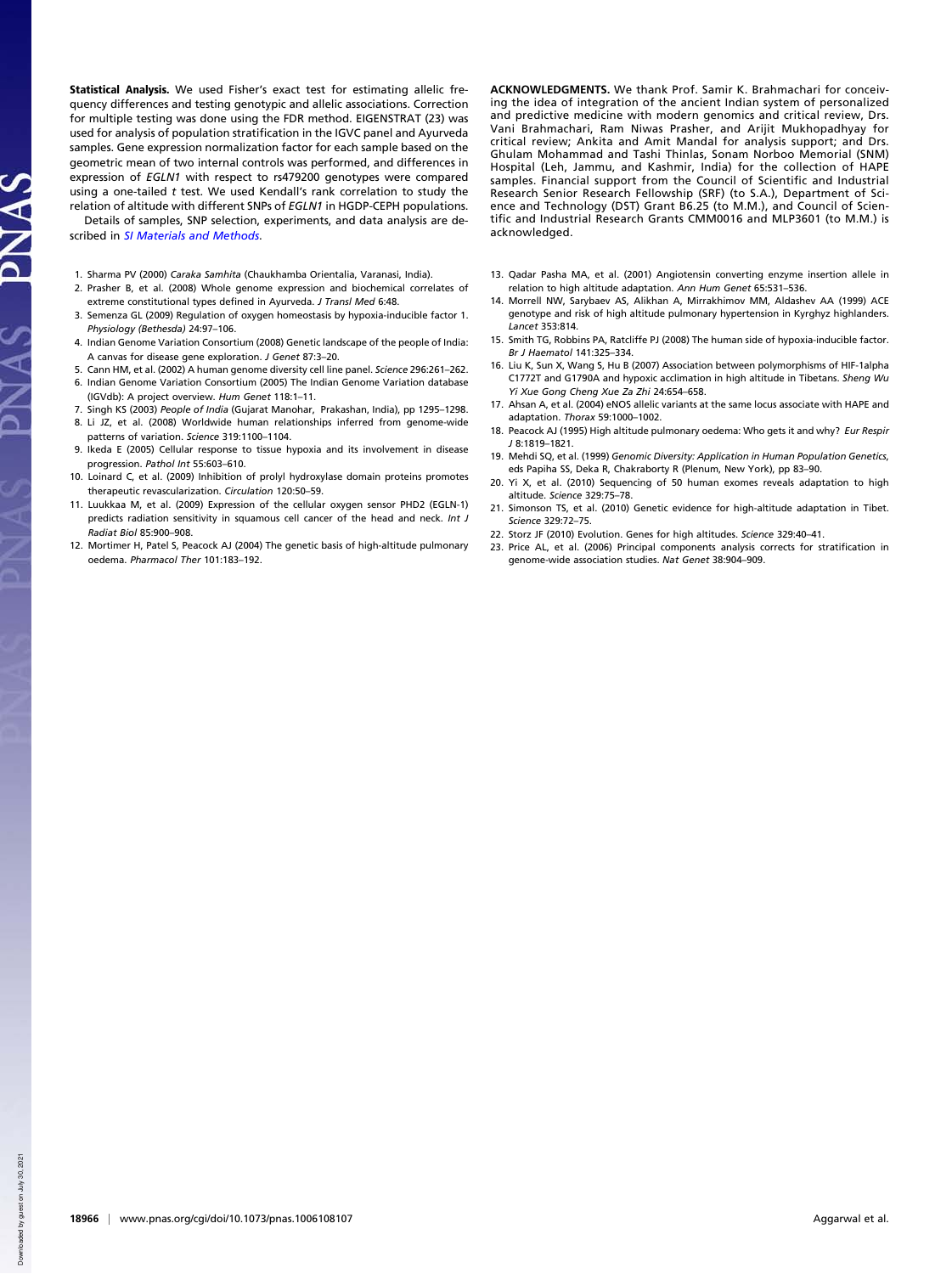**Statistical Analysis.** We used Fisher's exact test for estimating allelic frequency differences and testing genotypic and allelic associations. Correction for multiple testing was done using the FDR method. EIGENSTRAT (23) was used for analysis of population stratification in the IGVC panel and Ayurveda samples. Gene expression normalization factor for each sample based on the geometric mean of two internal controls was performed, and differences in expression of *EGLN1* with respect to rs479200 genotypes were compared using a one-tailed *t* test. We used Kendall's rank correlation to study the relation of altitude with different SNPs of *EGLN1* in HGDP-CEPH populations.

Details of samples, SNP selection, experiments, and data analysis are described in *SI Materials and Methods*.

**ACKNOWLEDGMENTS.** We thank Prof. Samir K. Brahmachari for conceiving the idea of integration of the ancient Indian system of personalized and predictive medicine with modern genomics and critical review, Drs. Vani Brahmachari, Ram Niwas Prasher, and Arijit Mukhopadhyay for critical review; Ankita and Amit Mandal for analysis support; and Drs. Ghulam Mohammad and Tashi Thinlas, Sonam Norboo Memorial (SNM) Hospital (Leh, Jammu, and Kashmir, India) for the collection of HAPE samples. Financial support from the Council of Scientific and Industrial Research Senior Research Fellowship (SRF) (to S.A.), Department of Science and Technology (DST) Grant B6.25 (to M.M.), and Council of Scientific and Industrial Research Grants CMM0016 and MLP3601 (to M.M.) is acknowledged.

1. Sharma PV (2000) *Caraka Samhita* (Chaukhamba Orientalia, Varanasi, India).
2. Prasher B, et al. (2008) Whole genome expression and biochemical correlates of extreme constitutional types defined in Ayurveda. *J Transl Med* 6:48.
3. Semenza GL (2009) Regulation of oxygen homeostasis by hypoxia-inducible factor 1. *Physiology (Bethesda)* 24:97–106.
4. Indian Genome Variation Consortium (2008) Genetic landscape of the people of India: A canvas for disease gene exploration. *J Genet* 87:3–20.
5. Cann HM, et al. (2002) A human genome diversity cell line panel. *Science* 296:261–262.
6. Indian Genome Variation Consortium (2005) The Indian Genome Variation database (IGVdb): A project overview. *Hum Genet* 118:1–11.
7. Singh KS (2003) *People of India* (Gujarat Manohar, Prakashan, India), pp 1295–1298.
8. Li JZ, et al. (2008) Worldwide human relationships inferred from genome-wide patterns of variation. *Science* 319:1100–1104.
9. Ikeda E (2005) Cellular response to tissue hypoxia and its involvement in disease progression. *Pathol Int* 55:603–610.
10. Loinard C, et al. (2009) Inhibition of prolyl hydroxylase domain proteins promotes therapeutic revascularization. *Circulation* 120:50–59.
11. Luukkaa M, et al. (2009) Expression of the cellular oxygen sensor PHD2 (EGLN-1) predicts radiation sensitivity in squamous cell cancer of the head and neck. *Int J Radiat Biol* 85:900–908.
12. Mortimer H, Patel S, Peacock AJ (2004) The genetic basis of high-altitude pulmonary oedema. *Pharmacol Ther* 101:183–192.
13. Qadar Pasha MA, et al. (2001) Angiotensin converting enzyme insertion allele in relation to high altitude adaptation. *Ann Hum Genet* 65:531–536.
14. Morrell NW, Sarybaev AS, Alikhan A, Mirrakhimov MM, Aldashev AA (1999) ACE genotype and risk of high altitude pulmonary hypertension in Kyrghyz highlanders. *Lancet* 353:814.
15. Smith TG, Robbins PA, Ratcliffe PJ (2008) The human side of hypoxia-inducible factor. *Br J Haematol* 141:325–334.
16. Liu K, Sun X, Wang S, Hu B (2007) Association between polymorphisms of HIF-1alpha C1772T and G1790A and hypoxic acclimation in high altitude in Tibetans. *Sheng Wu Yi Xue Gong Cheng Xue Za Zhi* 24:654–658.
17. Ahsan A, et al. (2004) eNOS allelic variants at the same locus associate with HAPE and adaptation. *Thorax* 59:1000–1002.
18. Peacock AJ (1995) High altitude pulmonary oedema: Who gets it and why? *Eur Respir J* 8:1819–1821.
19. Mehdi SQ, et al. (1999) *Genomic Diversity: Application in Human Population Genetics*, eds Papiha SS, Deka R, Chakraborty R (Plenum, New York), pp 83–90.
20. Yi X, et al. (2010) Sequencing of 50 human exomes reveals adaptation to high altitude. *Science* 329:75–78.
21. Simonson TS, et al. (2010) Genetic evidence for high-altitude adaptation in Tibet. *Science* 329:72–75.
22. Storz JF (2010) Evolution. Genes for high altitudes. *Science* 329:40–41.
23. Price AL, et al. (2006) Principal components analysis corrects for stratification in genome-wide association studies. *Nat Genet* 38:904–909.